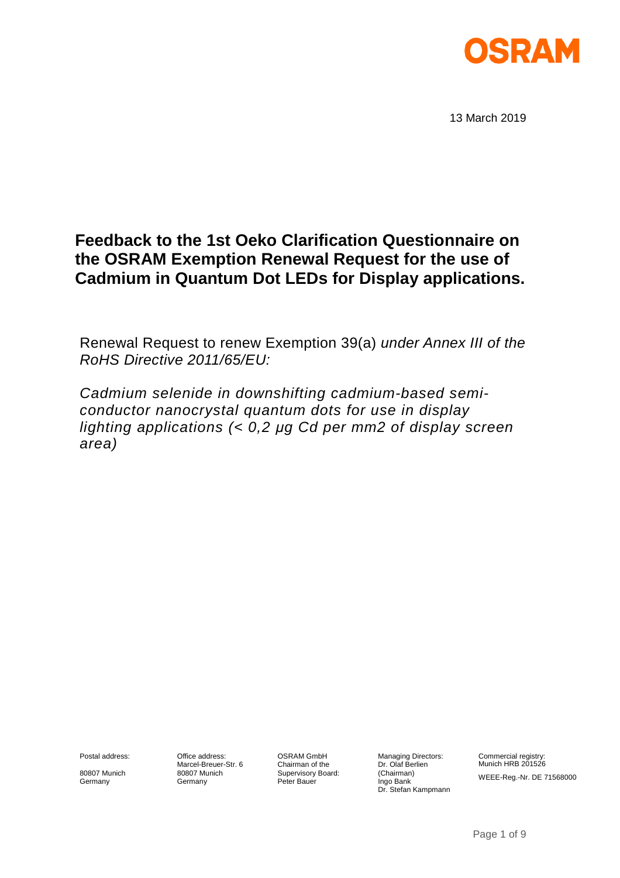OSRAM

13 March 2019

# Feedback to the 1st Oeko Clarification Questionnaire on the OSRAM Exemption Renewal Request for the use of Cadmium in Quantum Dot LEDs for Display applications.

Renewal Request to renew Exemption 39(a) *under Annex III of the RoHS Directive 2011/65/EU:*

*Cadmium selenide in downshifting cadmium-based semi-conductor nanocrystal quantum dots for use in display lighting applications (< 0,2 µg Cd per mm2 of display screen area)*

Postal address:

80807 Munich
Germany

Office address:
Marcel-Breuer-Str. 6
80807 Munich
Germany

OSRAM GmbH
Chairman of the Supervisory Board:
Peter Bauer

Managing Directors:
Dr. Olaf Berlien (Chairman)
Ingo Bank
Dr. Stefan Kampmann

Commercial registry:
Munich HRB 201526

WEEE-Reg.-Nr. DE 71568000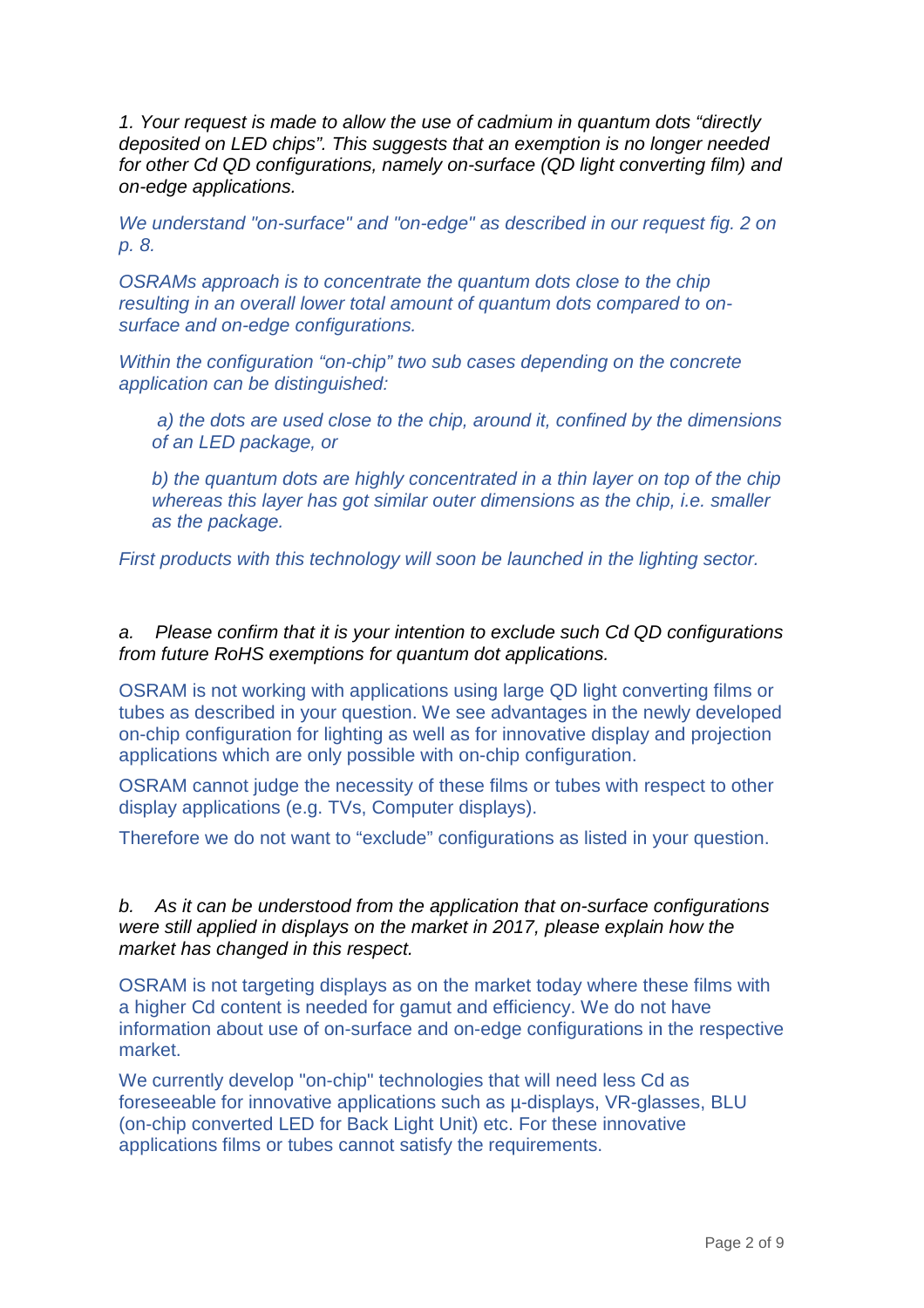*1. Your request is made to allow the use of cadmium in quantum dots "directly deposited on LED chips". This suggests that an exemption is no longer needed for other Cd QD configurations, namely on-surface (QD light converting film) and on-edge applications.*

*We understand "on-surface" and "on-edge" as described in our request fig. 2 on p. 8.*

*OSRAMs approach is to concentrate the quantum dots close to the chip resulting in an overall lower total amount of quantum dots compared to on-surface and on-edge configurations.*

*Within the configuration "on-chip" two sub cases depending on the concrete application can be distinguished:*

> *a) the dots are used close to the chip, around it, confined by the dimensions of an LED package, or*
>
> *b) the quantum dots are highly concentrated in a thin layer on top of the chip whereas this layer has got similar outer dimensions as the chip, i.e. smaller as the package.*

*First products with this technology will soon be launched in the lighting sector.*

*a. Please confirm that it is your intention to exclude such Cd QD configurations from future RoHS exemptions for quantum dot applications.*

OSRAM is not working with applications using large QD light converting films or tubes as described in your question. We see advantages in the newly developed on-chip configuration for lighting as well as for innovative display and projection applications which are only possible with on-chip configuration.

OSRAM cannot judge the necessity of these films or tubes with respect to other display applications (e.g. TVs, Computer displays).

Therefore we do not want to "exclude" configurations as listed in your question.

*b. As it can be understood from the application that on-surface configurations were still applied in displays on the market in 2017, please explain how the market has changed in this respect.*

OSRAM is not targeting displays as on the market today where these films with a higher Cd content is needed for gamut and efficiency. We do not have information about use of on-surface and on-edge configurations in the respective market.

We currently develop "on-chip" technologies that will need less Cd as foreseeable for innovative applications such as µ-displays, VR-glasses, BLU (on-chip converted LED for Back Light Unit) etc. For these innovative applications films or tubes cannot satisfy the requirements.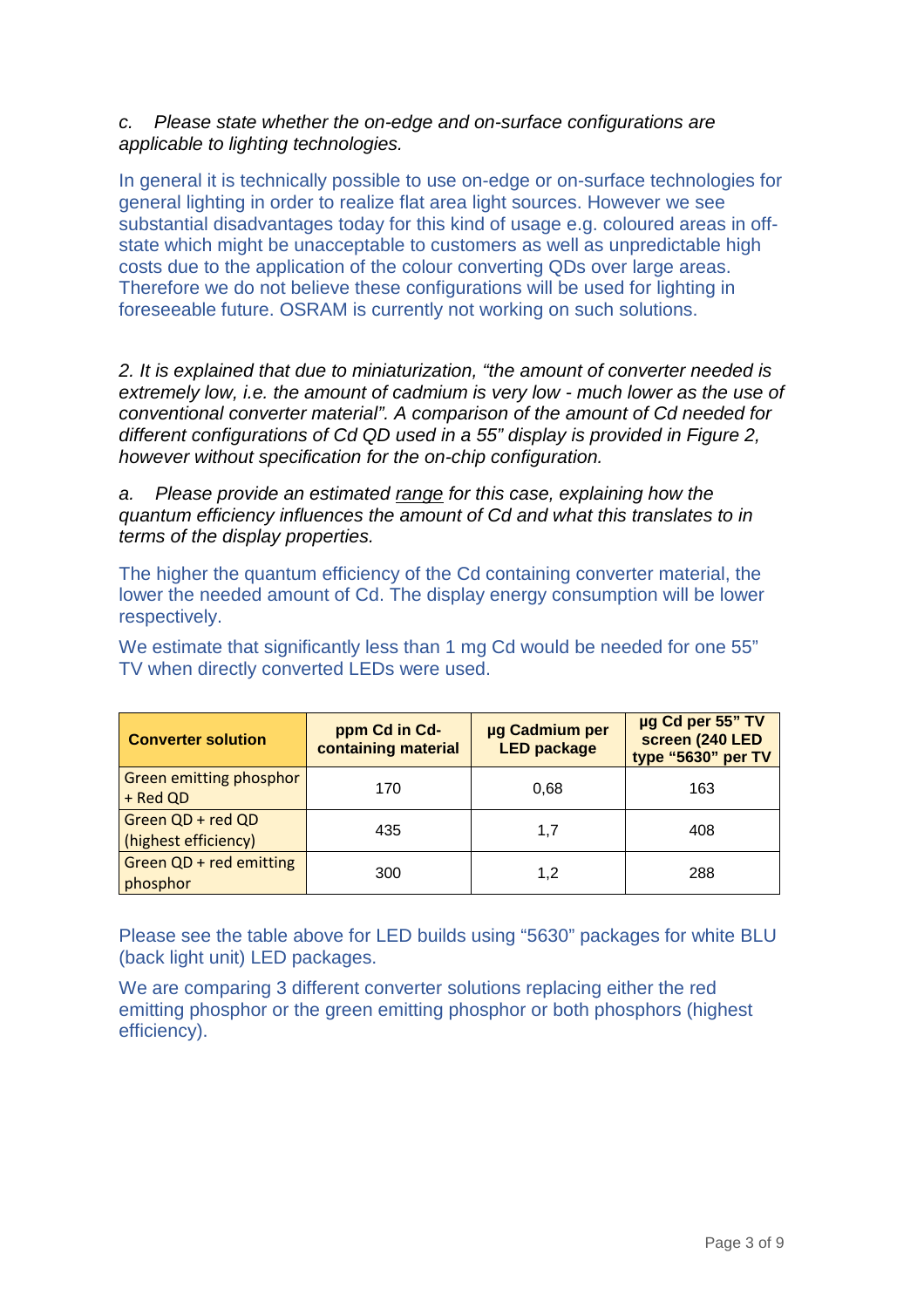*c. Please state whether the on-edge and on-surface configurations are applicable to lighting technologies.*

In general it is technically possible to use on-edge or on-surface technologies for general lighting in order to realize flat area light sources. However we see substantial disadvantages today for this kind of usage e.g. coloured areas in off-state which might be unacceptable to customers as well as unpredictable high costs due to the application of the colour converting QDs over large areas. Therefore we do not believe these configurations will be used for lighting in foreseeable future. OSRAM is currently not working on such solutions.

*2. It is explained that due to miniaturization, "the amount of converter needed is extremely low, i.e. the amount of cadmium is very low - much lower as the use of conventional converter material". A comparison of the amount of Cd needed for different configurations of Cd QD used in a 55" display is provided in Figure 2, however without specification for the on-chip configuration.*

*a. Please provide an estimated range for this case, explaining how the quantum efficiency influences the amount of Cd and what this translates to in terms of the display properties.*

The higher the quantum efficiency of the Cd containing converter material, the lower the needed amount of Cd. The display energy consumption will be lower respectively.

We estimate that significantly less than 1 mg Cd would be needed for one 55" TV when directly converted LEDs were used.

| Converter solution | ppm Cd in Cd-containing material | µg Cadmium per LED package | µg Cd per 55" TV screen (240 LED type "5630" per TV |
|---|---|---|---|
| Green emitting phosphor + Red QD | 170 | 0,68 | 163 |
| Green QD + red QD (highest efficiency) | 435 | 1,7 | 408 |
| Green QD + red emitting phosphor | 300 | 1,2 | 288 |

Please see the table above for LED builds using "5630" packages for white BLU (back light unit) LED packages.

We are comparing 3 different converter solutions replacing either the red emitting phosphor or the green emitting phosphor or both phosphors (highest efficiency).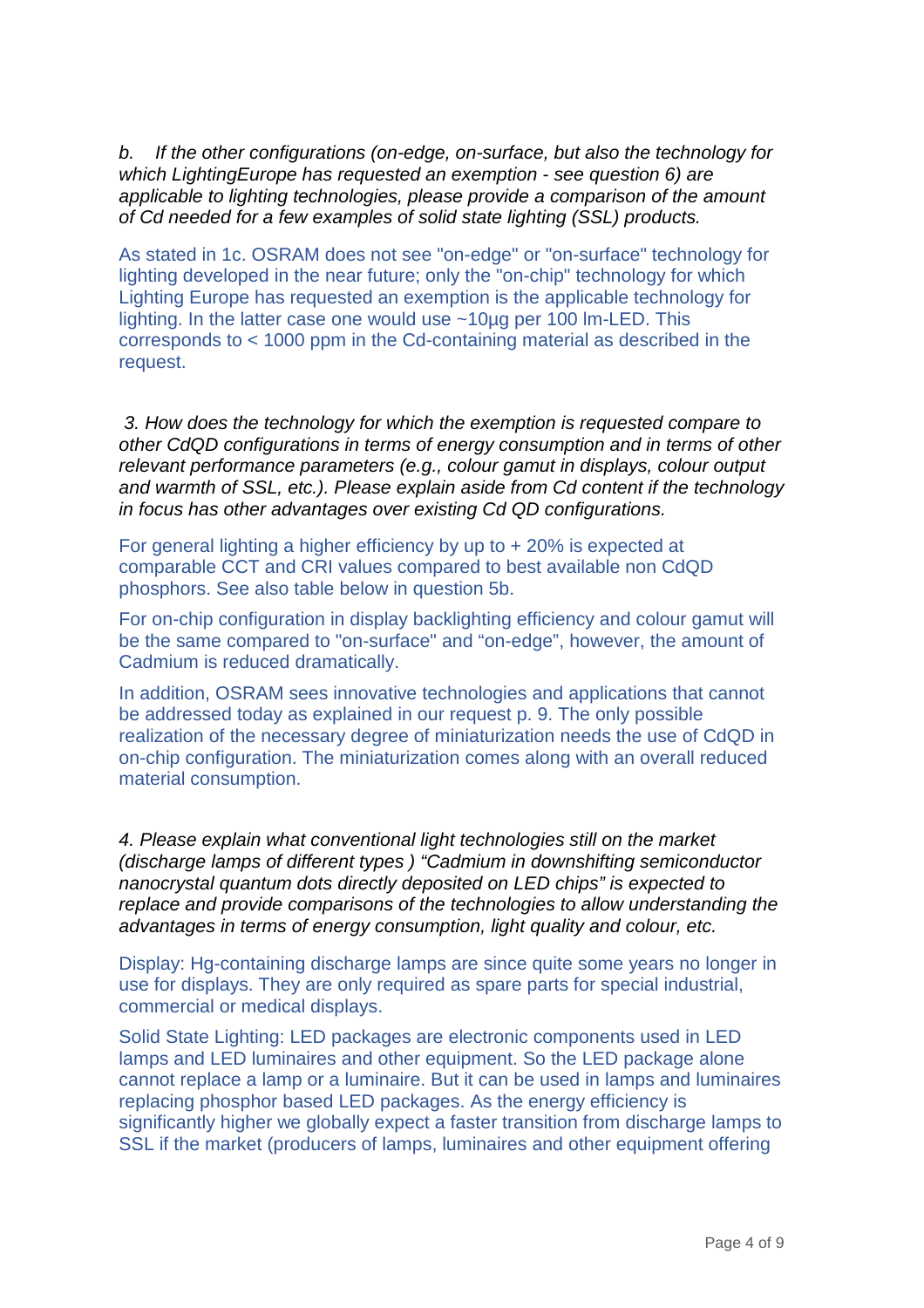*b. If the other configurations (on-edge, on-surface, but also the technology for which LightingEurope has requested an exemption - see question 6) are applicable to lighting technologies, please provide a comparison of the amount of Cd needed for a few examples of solid state lighting (SSL) products.*

As stated in 1c. OSRAM does not see "on-edge" or "on-surface" technology for lighting developed in the near future; only the "on-chip" technology for which Lighting Europe has requested an exemption is the applicable technology for lighting. In the latter case one would use ~10µg per 100 lm-LED. This corresponds to < 1000 ppm in the Cd-containing material as described in the request.

*3. How does the technology for which the exemption is requested compare to other CdQD configurations in terms of energy consumption and in terms of other relevant performance parameters (e.g., colour gamut in displays, colour output and warmth of SSL, etc.). Please explain aside from Cd content if the technology in focus has other advantages over existing Cd QD configurations.*

For general lighting a higher efficiency by up to + 20% is expected at comparable CCT and CRI values compared to best available non CdQD phosphors. See also table below in question 5b.

For on-chip configuration in display backlighting efficiency and colour gamut will be the same compared to "on-surface" and "on-edge", however, the amount of Cadmium is reduced dramatically.

In addition, OSRAM sees innovative technologies and applications that cannot be addressed today as explained in our request p. 9. The only possible realization of the necessary degree of miniaturization needs the use of CdQD in on-chip configuration. The miniaturization comes along with an overall reduced material consumption.

*4. Please explain what conventional light technologies still on the market (discharge lamps of different types ) "Cadmium in downshifting semiconductor nanocrystal quantum dots directly deposited on LED chips" is expected to replace and provide comparisons of the technologies to allow understanding the advantages in terms of energy consumption, light quality and colour, etc.*

Display: Hg-containing discharge lamps are since quite some years no longer in use for displays. They are only required as spare parts for special industrial, commercial or medical displays.

Solid State Lighting: LED packages are electronic components used in LED lamps and LED luminaires and other equipment. So the LED package alone cannot replace a lamp or a luminaire. But it can be used in lamps and luminaires replacing phosphor based LED packages. As the energy efficiency is significantly higher we globally expect a faster transition from discharge lamps to SSL if the market (producers of lamps, luminaires and other equipment offering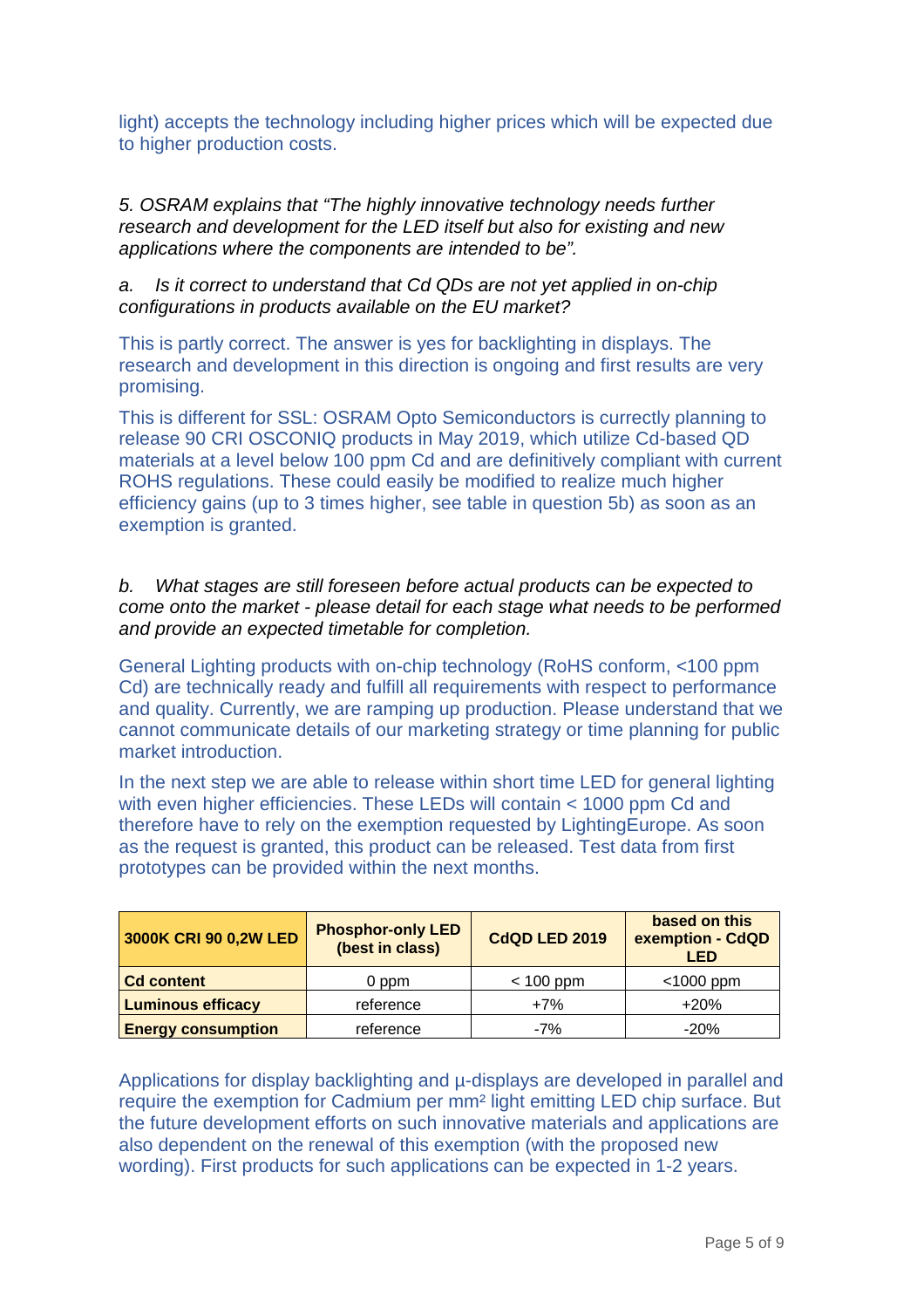light) accepts the technology including higher prices which will be expected due to higher production costs.

*5. OSRAM explains that "The highly innovative technology needs further research and development for the LED itself but also for existing and new applications where the components are intended to be".*

*a. Is it correct to understand that Cd QDs are not yet applied in on-chip configurations in products available on the EU market?*

This is partly correct. The answer is yes for backlighting in displays. The research and development in this direction is ongoing and first results are very promising.

This is different for SSL: OSRAM Opto Semiconductors is currectly planning to release 90 CRI OSCONIQ products in May 2019, which utilize Cd-based QD materials at a level below 100 ppm Cd and are definitively compliant with current ROHS regulations. These could easily be modified to realize much higher efficiency gains (up to 3 times higher, see table in question 5b) as soon as an exemption is granted.

*b. What stages are still foreseen before actual products can be expected to come onto the market - please detail for each stage what needs to be performed and provide an expected timetable for completion.*

General Lighting products with on-chip technology (RoHS conform, <100 ppm Cd) are technically ready and fulfill all requirements with respect to performance and quality. Currently, we are ramping up production. Please understand that we cannot communicate details of our marketing strategy or time planning for public market introduction.

In the next step we are able to release within short time LED for general lighting with even higher efficiencies. These LEDs will contain < 1000 ppm Cd and therefore have to rely on the exemption requested by LightingEurope. As soon as the request is granted, this product can be released. Test data from first prototypes can be provided within the next months.

| **3000K CRI 90 0,2W LED** | **Phosphor-only LED (best in class)** | **CdQD LED 2019** | **based on this exemption - CdQD LED** |
|---|---|---|---|
| **Cd content** | 0 ppm | < 100 ppm | <1000 ppm |
| **Luminous efficacy** | reference | +7% | +20% |
| **Energy consumption** | reference | -7% | -20% |

Applications for display backlighting and µ-displays are developed in parallel and require the exemption for Cadmium per mm² light emitting LED chip surface. But the future development efforts on such innovative materials and applications are also dependent on the renewal of this exemption (with the proposed new wording). First products for such applications can be expected in 1-2 years.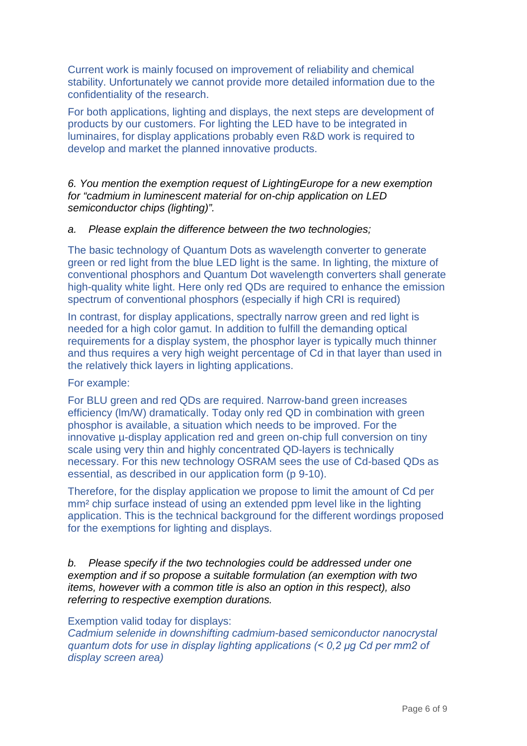Current work is mainly focused on improvement of reliability and chemical stability. Unfortunately we cannot provide more detailed information due to the confidentiality of the research.

For both applications, lighting and displays, the next steps are development of products by our customers. For lighting the LED have to be integrated in luminaires, for display applications probably even R&D work is required to develop and market the planned innovative products.

*6. You mention the exemption request of LightingEurope for a new exemption for "cadmium in luminescent material for on-chip application on LED semiconductor chips (lighting)".*

*a. Please explain the difference between the two technologies;*

The basic technology of Quantum Dots as wavelength converter to generate green or red light from the blue LED light is the same. In lighting, the mixture of conventional phosphors and Quantum Dot wavelength converters shall generate high-quality white light. Here only red QDs are required to enhance the emission spectrum of conventional phosphors (especially if high CRI is required)

In contrast, for display applications, spectrally narrow green and red light is needed for a high color gamut. In addition to fulfill the demanding optical requirements for a display system, the phosphor layer is typically much thinner and thus requires a very high weight percentage of Cd in that layer than used in the relatively thick layers in lighting applications.

For example:

For BLU green and red QDs are required. Narrow-band green increases efficiency (lm/W) dramatically. Today only red QD in combination with green phosphor is available, a situation which needs to be improved. For the innovative µ-display application red and green on-chip full conversion on tiny scale using very thin and highly concentrated QD-layers is technically necessary. For this new technology OSRAM sees the use of Cd-based QDs as essential, as described in our application form (p 9-10).

Therefore, for the display application we propose to limit the amount of Cd per $mm^2$ chip surface instead of using an extended ppm level like in the lighting application. This is the technical background for the different wordings proposed for the exemptions for lighting and displays.

*b. Please specify if the two technologies could be addressed under one exemption and if so propose a suitable formulation (an exemption with two items, however with a common title is also an option in this respect), also referring to respective exemption durations.*

Exemption valid today for displays:
*Cadmium selenide in downshifting cadmium-based semiconductor nanocrystal quantum dots for use in display lighting applications (< 0,2 µg Cd per mm2 of display screen area)*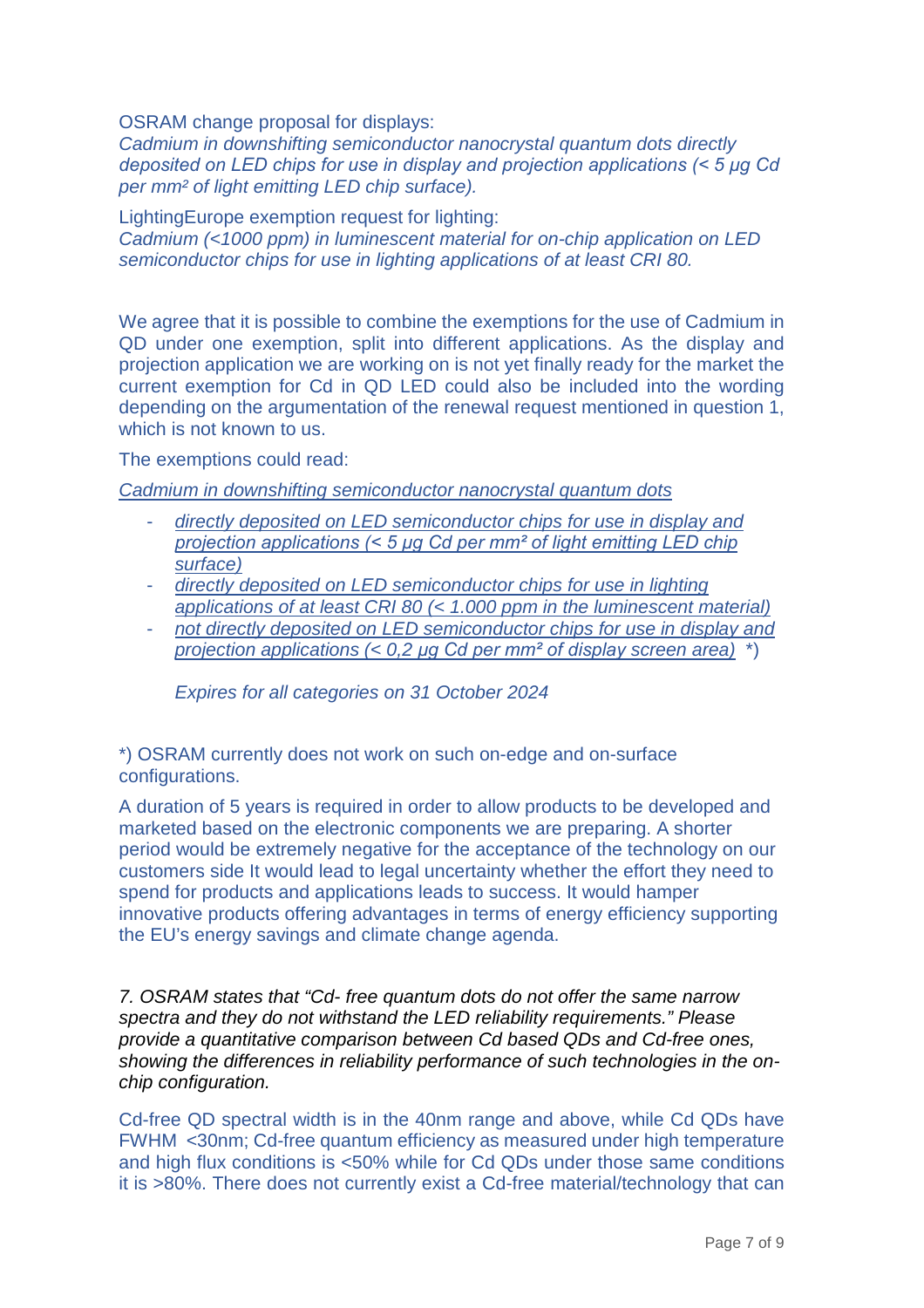OSRAM change proposal for displays:
*Cadmium in downshifting semiconductor nanocrystal quantum dots directly deposited on LED chips for use in display and projection applications (< 5 µg Cd per mm² of light emitting LED chip surface).*

LightingEurope exemption request for lighting:
*Cadmium (<1000 ppm) in luminescent material for on-chip application on LED semiconductor chips for use in lighting applications of at least CRI 80.*

We agree that it is possible to combine the exemptions for the use of Cadmium in QD under one exemption, split into different applications. As the display and projection application we are working on is not yet finally ready for the market the current exemption for Cd in QD LED could also be included into the wording depending on the argumentation of the renewal request mentioned in question 1, which is not known to us.

The exemptions could read:

*<u>Cadmium in downshifting semiconductor nanocrystal quantum dots</u>*

- *<u>directly deposited on LED semiconductor chips for use in display and projection applications (< 5 µg Cd per mm² of light emitting LED chip surface)</u>*
- *<u>directly deposited on LED semiconductor chips for use in lighting applications of at least CRI 80 (< 1.000 ppm in the luminescent material)</u>*
- *<u>not directly deposited on LED semiconductor chips for use in display and projection applications (< 0,2 µg Cd per mm² of display screen area)</u>* *)

  *Expires for all categories on 31 October 2024*

*) OSRAM currently does not work on such on-edge and on-surface configurations.

A duration of 5 years is required in order to allow products to be developed and marketed based on the electronic components we are preparing. A shorter period would be extremely negative for the acceptance of the technology on our customers side It would lead to legal uncertainty whether the effort they need to spend for products and applications leads to success. It would hamper innovative products offering advantages in terms of energy efficiency supporting the EU's energy savings and climate change agenda.

*7. OSRAM states that "Cd- free quantum dots do not offer the same narrow spectra and they do not withstand the LED reliability requirements." Please provide a quantitative comparison between Cd based QDs and Cd-free ones, showing the differences in reliability performance of such technologies in the on-chip configuration.*

Cd-free QD spectral width is in the 40nm range and above, while Cd QDs have FWHM <30nm; Cd-free quantum efficiency as measured under high temperature and high flux conditions is <50% while for Cd QDs under those same conditions it is >80%. There does not currently exist a Cd-free material/technology that can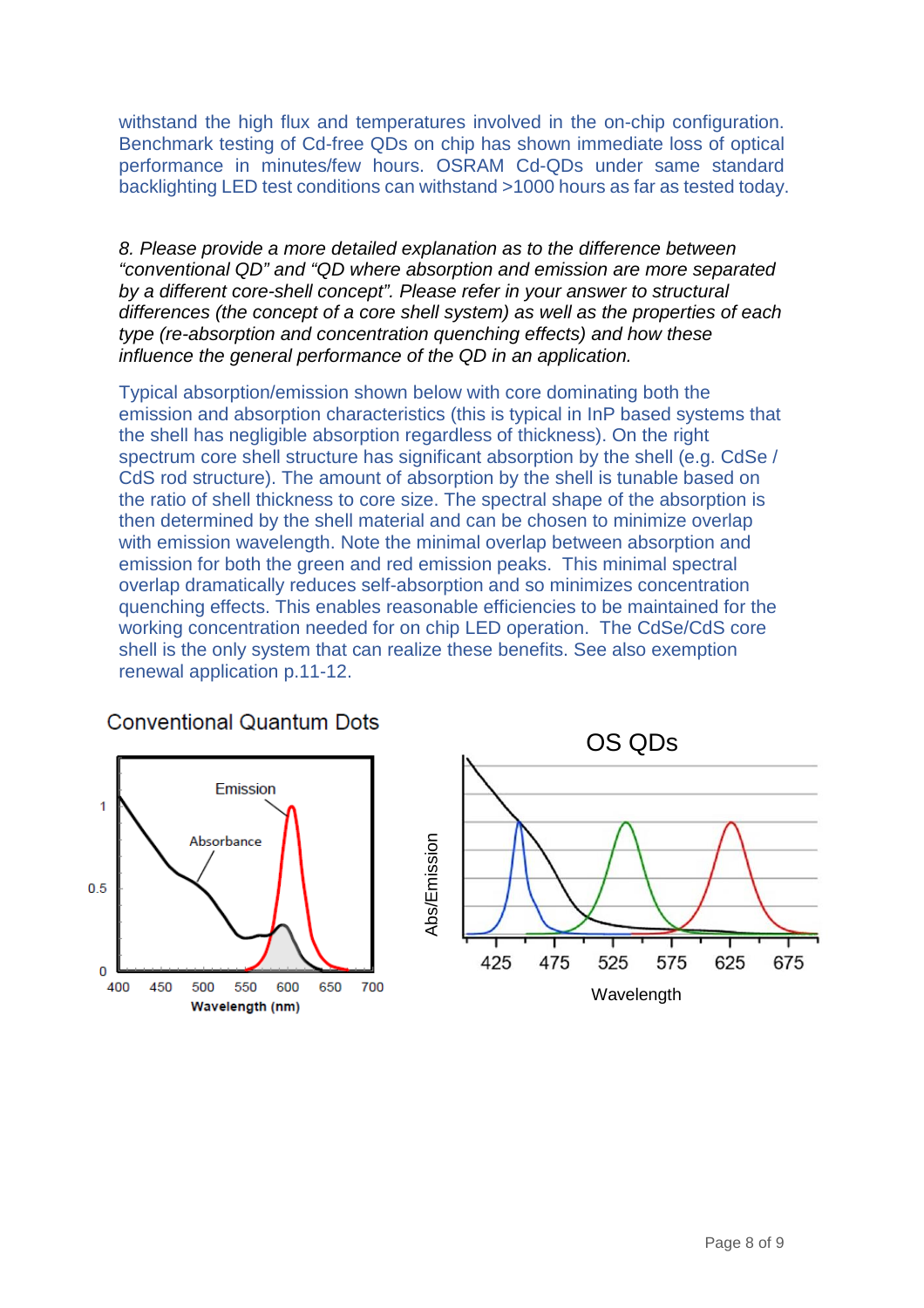withstand the high flux and temperatures involved in the on-chip configuration. Benchmark testing of Cd-free QDs on chip has shown immediate loss of optical performance in minutes/few hours. OSRAM Cd-QDs under same standard backlighting LED test conditions can withstand >1000 hours as far as tested today.

*8. Please provide a more detailed explanation as to the difference between "conventional QD" and "QD where absorption and emission are more separated by a different core-shell concept". Please refer in your answer to structural differences (the concept of a core shell system) as well as the properties of each type (re-absorption and concentration quenching effects) and how these influence the general performance of the QD in an application.*

Typical absorption/emission shown below with core dominating both the emission and absorption characteristics (this is typical in InP based systems that the shell has negligible absorption regardless of thickness). On the right spectrum core shell structure has significant absorption by the shell (e.g. CdSe / CdS rod structure). The amount of absorption by the shell is tunable based on the ratio of shell thickness to core size. The spectral shape of the absorption is then determined by the shell material and can be chosen to minimize overlap with emission wavelength. Note the minimal overlap between absorption and emission for both the green and red emission peaks. This minimal spectral overlap dramatically reduces self-absorption and so minimizes concentration quenching effects. This enables reasonable efficiencies to be maintained for the working concentration needed for on chip LED operation. The CdSe/CdS core shell is the only system that can realize these benefits. See also exemption renewal application p.11-12.

Conventional Quantum Dots

Emission

Absorbance

1

0.5

0

400 450 500 550 600 650 700

Wavelength (nm)

OS QDs

Abs/Emission

425 475 525 575 625 675

Wavelength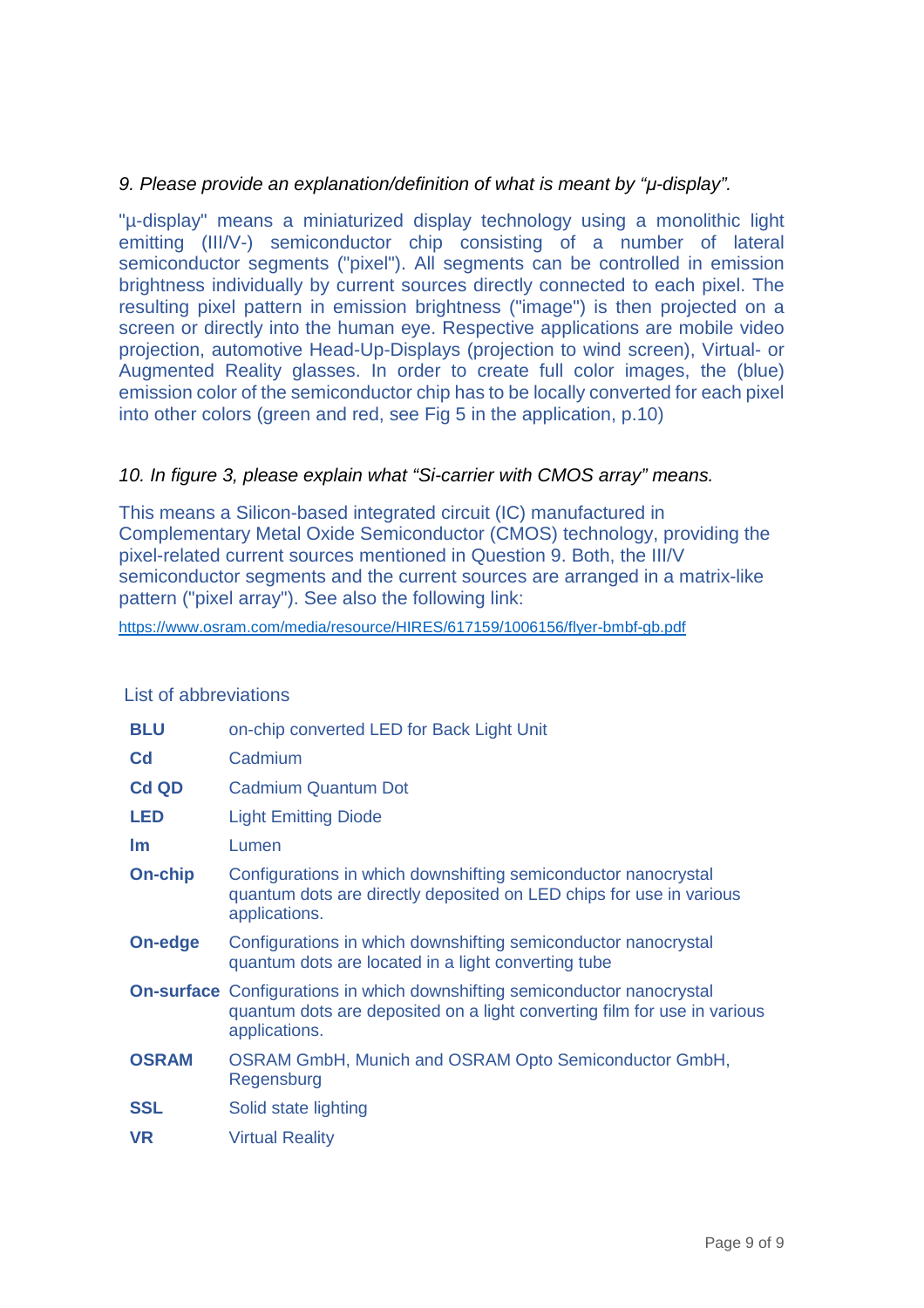*9. Please provide an explanation/definition of what is meant by "µ-display".*

"µ-display" means a miniaturized display technology using a monolithic light emitting (III/V-) semiconductor chip consisting of a number of lateral semiconductor segments ("pixel"). All segments can be controlled in emission brightness individually by current sources directly connected to each pixel. The resulting pixel pattern in emission brightness ("image") is then projected on a screen or directly into the human eye. Respective applications are mobile video projection, automotive Head-Up-Displays (projection to wind screen), Virtual- or Augmented Reality glasses. In order to create full color images, the (blue) emission color of the semiconductor chip has to be locally converted for each pixel into other colors (green and red, see Fig 5 in the application, p.10)

*10. In figure 3, please explain what "Si-carrier with CMOS array" means.*

This means a Silicon-based integrated circuit (IC) manufactured in Complementary Metal Oxide Semiconductor (CMOS) technology, providing the pixel-related current sources mentioned in Question 9. Both, the III/V semiconductor segments and the current sources are arranged in a matrix-like pattern ("pixel array"). See also the following link:

https://www.osram.com/media/resource/HIRES/617159/1006156/flyer-bmbf-gb.pdf

List of abbreviations

| | |
|---|---|
| **BLU** | on-chip converted LED for Back Light Unit |
| **Cd** | Cadmium |
| **Cd QD** | Cadmium Quantum Dot |
| **LED** | Light Emitting Diode |
| **lm** | Lumen |
| **On-chip** | Configurations in which downshifting semiconductor nanocrystal quantum dots are directly deposited on LED chips for use in various applications. |
| **On-edge** | Configurations in which downshifting semiconductor nanocrystal quantum dots are located in a light converting tube |
| **On-surface** | Configurations in which downshifting semiconductor nanocrystal quantum dots are deposited on a light converting film for use in various applications. |
| **OSRAM** | OSRAM GmbH, Munich and OSRAM Opto Semiconductor GmbH, Regensburg |
| **SSL** | Solid state lighting |
| **VR** | Virtual Reality |